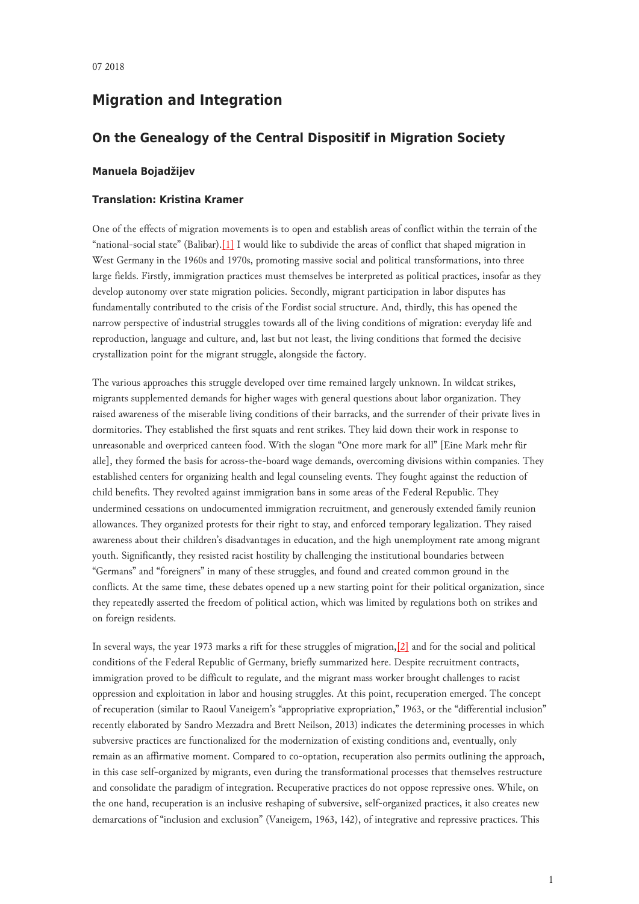07 2018

## Migration and Integration

### On the Genealogy of the Central Dispositif in Migration Society

#### Manuela Bojadžijev

#### Translation: Kristina Kramer

One of the effects of migration movements is to open and establish areas of conflict within the terrain of the "national-social state" (Balibar).[1] I would like to subdivide the areas of conflict that shaped migration in West Germany in the 1960s and 1970s, promoting massive social and political transformations, into three large fields. Firstly, immigration practices must themselves be interpreted as political practices, insofar as they develop autonomy over state migration policies. Secondly, migrant participation in labor disputes has fundamentally contributed to the crisis of the Fordist social structure. And, thirdly, this has opened the narrow perspective of industrial struggles towards all of the living conditions of migration: everyday life and reproduction, language and culture, and, last but not least, the living conditions that formed the decisive crystallization point for the migrant struggle, alongside the factory.

The various approaches this struggle developed over time remained largely unknown. In wildcat strikes, migrants supplemented demands for higher wages with general questions about labor organization. They raised awareness of the miserable living conditions of their barracks, and the surrender of their private lives in dormitories. They established the first squats and rent strikes. They laid down their work in response to unreasonable and overpriced canteen food. With the slogan "One more mark for all" [Eine Mark mehr für alle], they formed the basis for across-the-board wage demands, overcoming divisions within companies. They established centers for organizing health and legal counseling events. They fought against the reduction of child benefits. They revolted against immigration bans in some areas of the Federal Republic. They undermined cessations on undocumented immigration recruitment, and generously extended family reunion allowances. They organized protests for their right to stay, and enforced temporary legalization. They raised awareness about their children's disadvantages in education, and the high unemployment rate among migrant youth. Significantly, they resisted racist hostility by challenging the institutional boundaries between "Germans" and "foreigners" in many of these struggles, and found and created common ground in the conflicts. At the same time, these debates opened up a new starting point for their political organization, since they repeatedly asserted the freedom of political action, which was limited by regulations both on strikes and on foreign residents.

In several ways, the year 1973 marks a rift for these struggles of migration,[2] and for the social and political conditions of the Federal Republic of Germany, briefly summarized here. Despite recruitment contracts, immigration proved to be difficult to regulate, and the migrant mass worker brought challenges to racist oppression and exploitation in labor and housing struggles. At this point, recuperation emerged. The concept of recuperation (similar to Raoul Vaneigem's "appropriative expropriation," 1963, or the "differential inclusion" recently elaborated by Sandro Mezzadra and Brett Neilson, 2013) indicates the determining processes in which subversive practices are functionalized for the modernization of existing conditions and, eventually, only remain as an affirmative moment. Compared to co-optation, recuperation also permits outlining the approach, in this case self-organized by migrants, even during the transformational processes that themselves restructure and consolidate the paradigm of integration. Recuperative practices do not oppose repressive ones. While, on the one hand, recuperation is an inclusive reshaping of subversive, self-organized practices, it also creates new demarcations of "inclusion and exclusion" (Vaneigem, 1963, 142), of integrative and repressive practices. This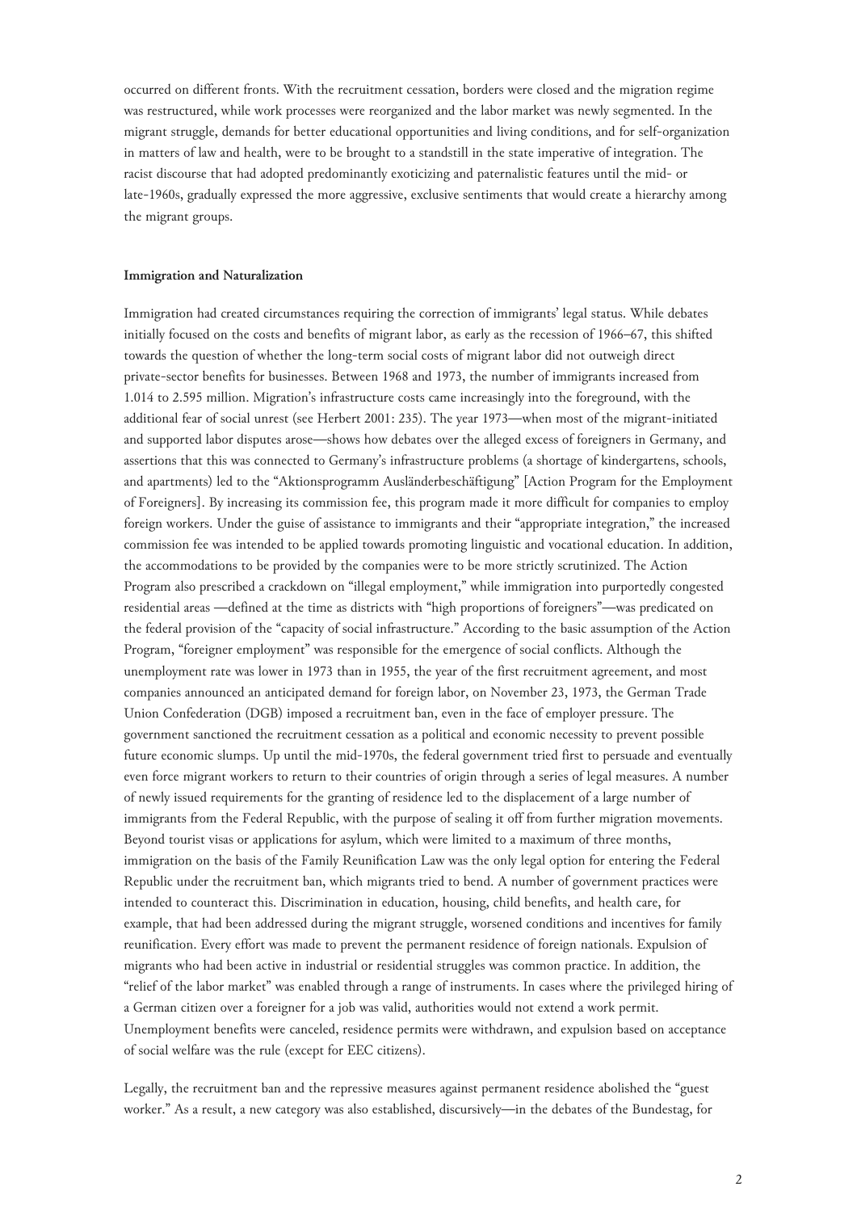occurred on different fronts. With the recruitment cessation, borders were closed and the migration regime was restructured, while work processes were reorganized and the labor market was newly segmented. In the migrant struggle, demands for better educational opportunities and living conditions, and for self-organization in matters of law and health, were to be brought to a standstill in the state imperative of integration. The racist discourse that had adopted predominantly exoticizing and paternalistic features until the mid- or late-1960s, gradually expressed the more aggressive, exclusive sentiments that would create a hierarchy among the migrant groups.

**Immigration and Naturalization**

Immigration had created circumstances requiring the correction of immigrants' legal status. While debates initially focused on the costs and benefits of migrant labor, as early as the recession of 1966–67, this shifted towards the question of whether the long-term social costs of migrant labor did not outweigh direct private-sector benefits for businesses. Between 1968 and 1973, the number of immigrants increased from 1.014 to 2.595 million. Migration's infrastructure costs came increasingly into the foreground, with the additional fear of social unrest (see Herbert 2001: 235). The year 1973—when most of the migrant-initiated and supported labor disputes arose—shows how debates over the alleged excess of foreigners in Germany, and assertions that this was connected to Germany's infrastructure problems (a shortage of kindergartens, schools, and apartments) led to the "Aktionsprogramm Ausländerbeschäftigung" [Action Program for the Employment of Foreigners]. By increasing its commission fee, this program made it more difficult for companies to employ foreign workers. Under the guise of assistance to immigrants and their "appropriate integration," the increased commission fee was intended to be applied towards promoting linguistic and vocational education. In addition, the accommodations to be provided by the companies were to be more strictly scrutinized. The Action Program also prescribed a crackdown on "illegal employment," while immigration into purportedly congested residential areas —defined at the time as districts with "high proportions of foreigners"—was predicated on the federal provision of the "capacity of social infrastructure." According to the basic assumption of the Action Program, "foreigner employment" was responsible for the emergence of social conflicts. Although the unemployment rate was lower in 1973 than in 1955, the year of the first recruitment agreement, and most companies announced an anticipated demand for foreign labor, on November 23, 1973, the German Trade Union Confederation (DGB) imposed a recruitment ban, even in the face of employer pressure. The government sanctioned the recruitment cessation as a political and economic necessity to prevent possible future economic slumps. Up until the mid-1970s, the federal government tried first to persuade and eventually even force migrant workers to return to their countries of origin through a series of legal measures. A number of newly issued requirements for the granting of residence led to the displacement of a large number of immigrants from the Federal Republic, with the purpose of sealing it off from further migration movements. Beyond tourist visas or applications for asylum, which were limited to a maximum of three months, immigration on the basis of the Family Reunification Law was the only legal option for entering the Federal Republic under the recruitment ban, which migrants tried to bend. A number of government practices were intended to counteract this. Discrimination in education, housing, child benefits, and health care, for example, that had been addressed during the migrant struggle, worsened conditions and incentives for family reunification. Every effort was made to prevent the permanent residence of foreign nationals. Expulsion of migrants who had been active in industrial or residential struggles was common practice. In addition, the "relief of the labor market" was enabled through a range of instruments. In cases where the privileged hiring of a German citizen over a foreigner for a job was valid, authorities would not extend a work permit. Unemployment benefits were canceled, residence permits were withdrawn, and expulsion based on acceptance of social welfare was the rule (except for EEC citizens).

Legally, the recruitment ban and the repressive measures against permanent residence abolished the "guest worker." As a result, a new category was also established, discursively—in the debates of the Bundestag, for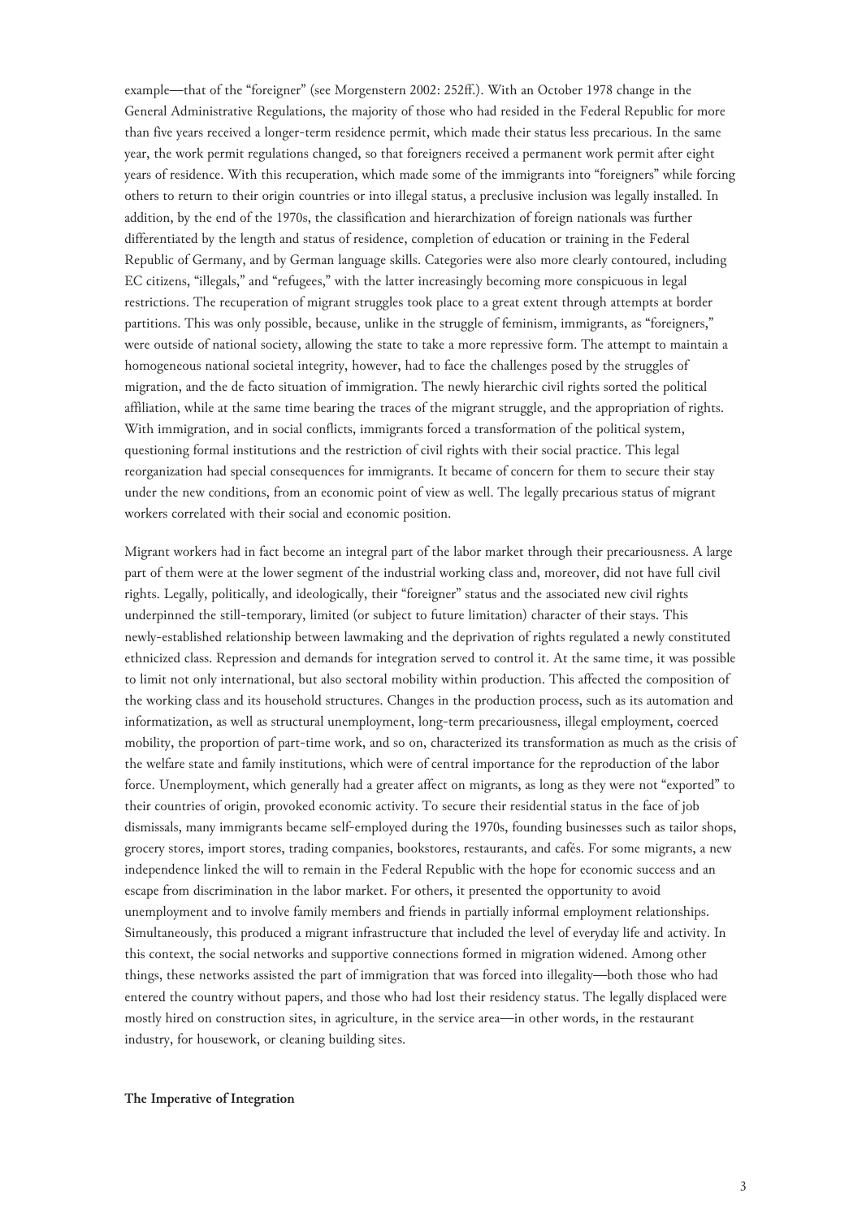example—that of the "foreigner" (see Morgenstern 2002: 252ff.). With an October 1978 change in the General Administrative Regulations, the majority of those who had resided in the Federal Republic for more than five years received a longer-term residence permit, which made their status less precarious. In the same year, the work permit regulations changed, so that foreigners received a permanent work permit after eight years of residence. With this recuperation, which made some of the immigrants into "foreigners" while forcing others to return to their origin countries or into illegal status, a preclusive inclusion was legally installed. In addition, by the end of the 1970s, the classification and hierarchization of foreign nationals was further differentiated by the length and status of residence, completion of education or training in the Federal Republic of Germany, and by German language skills. Categories were also more clearly contoured, including EC citizens, "illegals," and "refugees," with the latter increasingly becoming more conspicuous in legal restrictions. The recuperation of migrant struggles took place to a great extent through attempts at border partitions. This was only possible, because, unlike in the struggle of feminism, immigrants, as "foreigners," were outside of national society, allowing the state to take a more repressive form. The attempt to maintain a homogeneous national societal integrity, however, had to face the challenges posed by the struggles of migration, and the de facto situation of immigration. The newly hierarchic civil rights sorted the political affiliation, while at the same time bearing the traces of the migrant struggle, and the appropriation of rights. With immigration, and in social conflicts, immigrants forced a transformation of the political system, questioning formal institutions and the restriction of civil rights with their social practice. This legal reorganization had special consequences for immigrants. It became of concern for them to secure their stay under the new conditions, from an economic point of view as well. The legally precarious status of migrant workers correlated with their social and economic position.

Migrant workers had in fact become an integral part of the labor market through their precariousness. A large part of them were at the lower segment of the industrial working class and, moreover, did not have full civil rights. Legally, politically, and ideologically, their "foreigner" status and the associated new civil rights underpinned the still-temporary, limited (or subject to future limitation) character of their stays. This newly-established relationship between lawmaking and the deprivation of rights regulated a newly constituted ethnicized class. Repression and demands for integration served to control it. At the same time, it was possible to limit not only international, but also sectoral mobility within production. This affected the composition of the working class and its household structures. Changes in the production process, such as its automation and informatization, as well as structural unemployment, long-term precariousness, illegal employment, coerced mobility, the proportion of part-time work, and so on, characterized its transformation as much as the crisis of the welfare state and family institutions, which were of central importance for the reproduction of the labor force. Unemployment, which generally had a greater affect on migrants, as long as they were not "exported" to their countries of origin, provoked economic activity. To secure their residential status in the face of job dismissals, many immigrants became self-employed during the 1970s, founding businesses such as tailor shops, grocery stores, import stores, trading companies, bookstores, restaurants, and cafés. For some migrants, a new independence linked the will to remain in the Federal Republic with the hope for economic success and an escape from discrimination in the labor market. For others, it presented the opportunity to avoid unemployment and to involve family members and friends in partially informal employment relationships. Simultaneously, this produced a migrant infrastructure that included the level of everyday life and activity. In this context, the social networks and supportive connections formed in migration widened. Among other things, these networks assisted the part of immigration that was forced into illegality—both those who had entered the country without papers, and those who had lost their residency status. The legally displaced were mostly hired on construction sites, in agriculture, in the service area—in other words, in the restaurant industry, for housework, or cleaning building sites.

**The Imperative of Integration**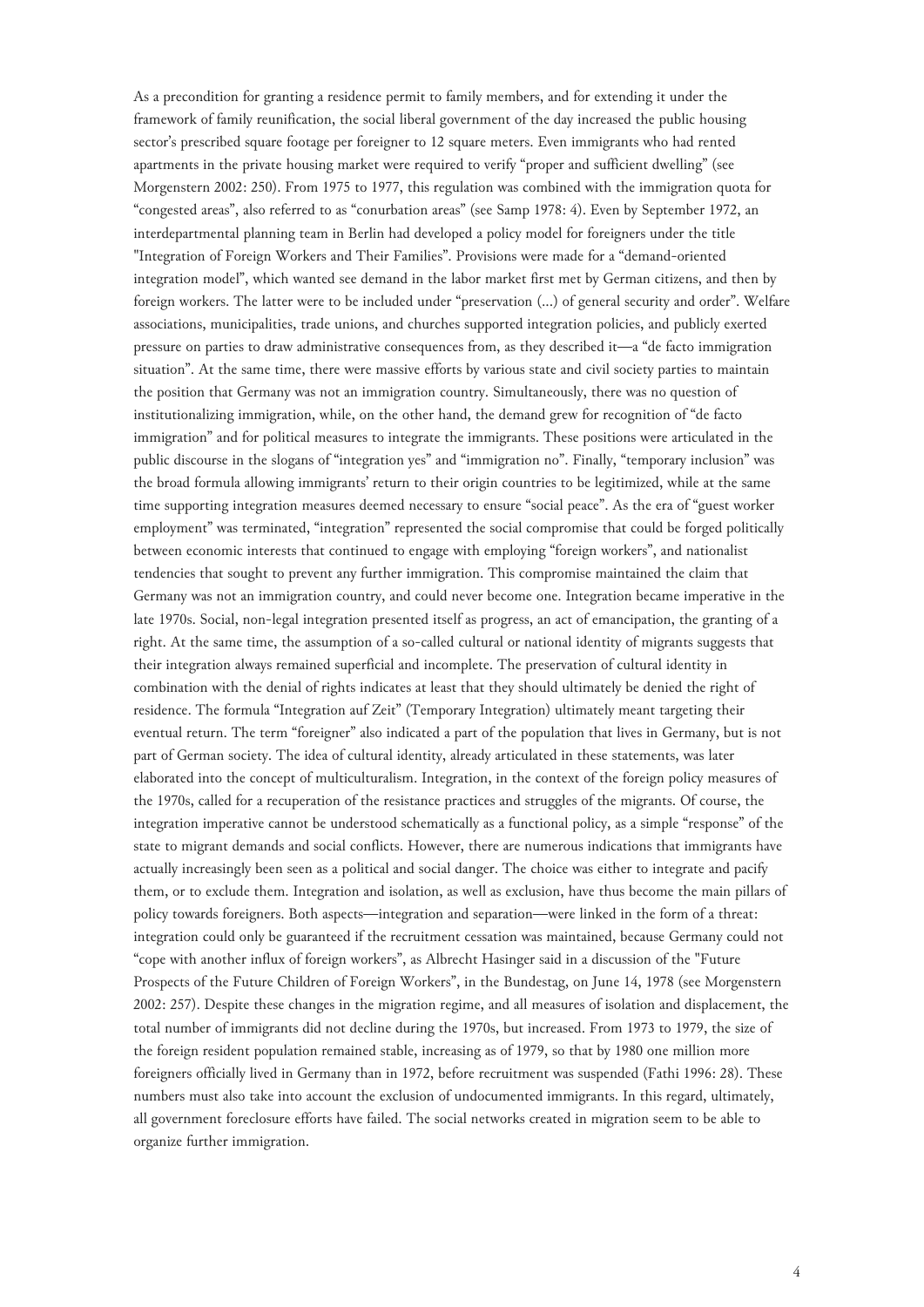As a precondition for granting a residence permit to family members, and for extending it under the framework of family reunification, the social liberal government of the day increased the public housing sector's prescribed square footage per foreigner to 12 square meters. Even immigrants who had rented apartments in the private housing market were required to verify "proper and sufficient dwelling" (see Morgenstern 2002: 250). From 1975 to 1977, this regulation was combined with the immigration quota for "congested areas", also referred to as "conurbation areas" (see Samp 1978: 4). Even by September 1972, an interdepartmental planning team in Berlin had developed a policy model for foreigners under the title "Integration of Foreign Workers and Their Families". Provisions were made for a "demand-oriented integration model", which wanted see demand in the labor market first met by German citizens, and then by foreign workers. The latter were to be included under "preservation (...) of general security and order". Welfare associations, municipalities, trade unions, and churches supported integration policies, and publicly exerted pressure on parties to draw administrative consequences from, as they described it—a "de facto immigration situation". At the same time, there were massive efforts by various state and civil society parties to maintain the position that Germany was not an immigration country. Simultaneously, there was no question of institutionalizing immigration, while, on the other hand, the demand grew for recognition of "de facto immigration" and for political measures to integrate the immigrants. These positions were articulated in the public discourse in the slogans of "integration yes" and "immigration no". Finally, "temporary inclusion" was the broad formula allowing immigrants' return to their origin countries to be legitimized, while at the same time supporting integration measures deemed necessary to ensure "social peace". As the era of "guest worker employment" was terminated, "integration" represented the social compromise that could be forged politically between economic interests that continued to engage with employing "foreign workers", and nationalist tendencies that sought to prevent any further immigration. This compromise maintained the claim that Germany was not an immigration country, and could never become one. Integration became imperative in the late 1970s. Social, non-legal integration presented itself as progress, an act of emancipation, the granting of a right. At the same time, the assumption of a so-called cultural or national identity of migrants suggests that their integration always remained superficial and incomplete. The preservation of cultural identity in combination with the denial of rights indicates at least that they should ultimately be denied the right of residence. The formula "Integration auf Zeit" (Temporary Integration) ultimately meant targeting their eventual return. The term "foreigner" also indicated a part of the population that lives in Germany, but is not part of German society. The idea of cultural identity, already articulated in these statements, was later elaborated into the concept of multiculturalism. Integration, in the context of the foreign policy measures of the 1970s, called for a recuperation of the resistance practices and struggles of the migrants. Of course, the integration imperative cannot be understood schematically as a functional policy, as a simple "response" of the state to migrant demands and social conflicts. However, there are numerous indications that immigrants have actually increasingly been seen as a political and social danger. The choice was either to integrate and pacify them, or to exclude them. Integration and isolation, as well as exclusion, have thus become the main pillars of policy towards foreigners. Both aspects—integration and separation—were linked in the form of a threat: integration could only be guaranteed if the recruitment cessation was maintained, because Germany could not "cope with another influx of foreign workers", as Albrecht Hasinger said in a discussion of the "Future Prospects of the Future Children of Foreign Workers", in the Bundestag, on June 14, 1978 (see Morgenstern 2002: 257). Despite these changes in the migration regime, and all measures of isolation and displacement, the total number of immigrants did not decline during the 1970s, but increased. From 1973 to 1979, the size of the foreign resident population remained stable, increasing as of 1979, so that by 1980 one million more foreigners officially lived in Germany than in 1972, before recruitment was suspended (Fathi 1996: 28). These numbers must also take into account the exclusion of undocumented immigrants. In this regard, ultimately, all government foreclosure efforts have failed. The social networks created in migration seem to be able to organize further immigration.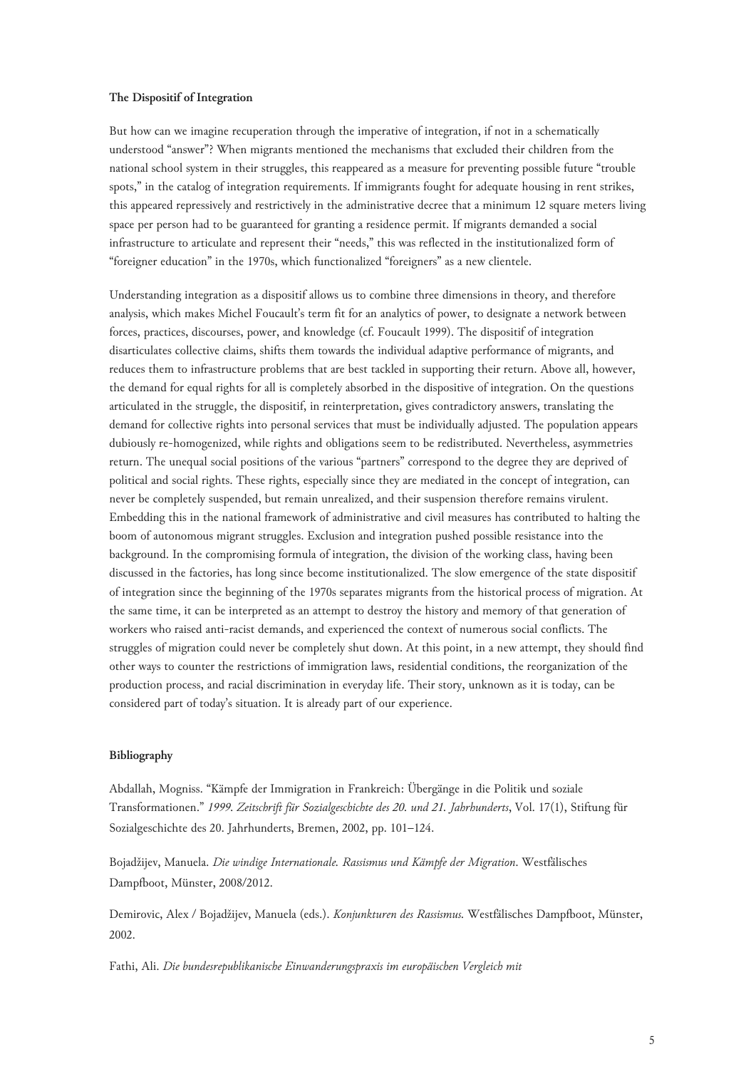**The Dispositif of Integration**

But how can we imagine recuperation through the imperative of integration, if not in a schematically understood "answer"? When migrants mentioned the mechanisms that excluded their children from the national school system in their struggles, this reappeared as a measure for preventing possible future "trouble spots," in the catalog of integration requirements. If immigrants fought for adequate housing in rent strikes, this appeared repressively and restrictively in the administrative decree that a minimum 12 square meters living space per person had to be guaranteed for granting a residence permit. If migrants demanded a social infrastructure to articulate and represent their "needs," this was reflected in the institutionalized form of "foreigner education" in the 1970s, which functionalized "foreigners" as a new clientele.

Understanding integration as a dispositif allows us to combine three dimensions in theory, and therefore analysis, which makes Michel Foucault's term fit for an analytics of power, to designate a network between forces, practices, discourses, power, and knowledge (cf. Foucault 1999). The dispositif of integration disarticulates collective claims, shifts them towards the individual adaptive performance of migrants, and reduces them to infrastructure problems that are best tackled in supporting their return. Above all, however, the demand for equal rights for all is completely absorbed in the dispositive of integration. On the questions articulated in the struggle, the dispositif, in reinterpretation, gives contradictory answers, translating the demand for collective rights into personal services that must be individually adjusted. The population appears dubiously re-homogenized, while rights and obligations seem to be redistributed. Nevertheless, asymmetries return. The unequal social positions of the various "partners" correspond to the degree they are deprived of political and social rights. These rights, especially since they are mediated in the concept of integration, can never be completely suspended, but remain unrealized, and their suspension therefore remains virulent. Embedding this in the national framework of administrative and civil measures has contributed to halting the boom of autonomous migrant struggles. Exclusion and integration pushed possible resistance into the background. In the compromising formula of integration, the division of the working class, having been discussed in the factories, has long since become institutionalized. The slow emergence of the state dispositif of integration since the beginning of the 1970s separates migrants from the historical process of migration. At the same time, it can be interpreted as an attempt to destroy the history and memory of that generation of workers who raised anti-racist demands, and experienced the context of numerous social conflicts. The struggles of migration could never be completely shut down. At this point, in a new attempt, they should find other ways to counter the restrictions of immigration laws, residential conditions, the reorganization of the production process, and racial discrimination in everyday life. Their story, unknown as it is today, can be considered part of today's situation. It is already part of our experience.

**Bibliography**

Abdallah, Mogniss. "Kämpfe der Immigration in Frankreich: Übergänge in die Politik und soziale Transformationen." *1999. Zeitschrift für Sozialgeschichte des 20. und 21. Jahrhunderts*, Vol. 17(1), Stiftung für Sozialgeschichte des 20. Jahrhunderts, Bremen, 2002, pp. 101–124.

Bojadžijev, Manuela. *Die windige Internationale. Rassismus und Kämpfe der Migration*. Westfälisches Dampfboot, Münster, 2008/2012.

Demirovic, Alex / Bojadžijev, Manuela (eds.). *Konjunkturen des Rassismus.* Westfälisches Dampfboot, Münster, 2002.

Fathi, Ali. *Die bundesrepublikanische Einwanderungspraxis im europäischen Vergleich mit*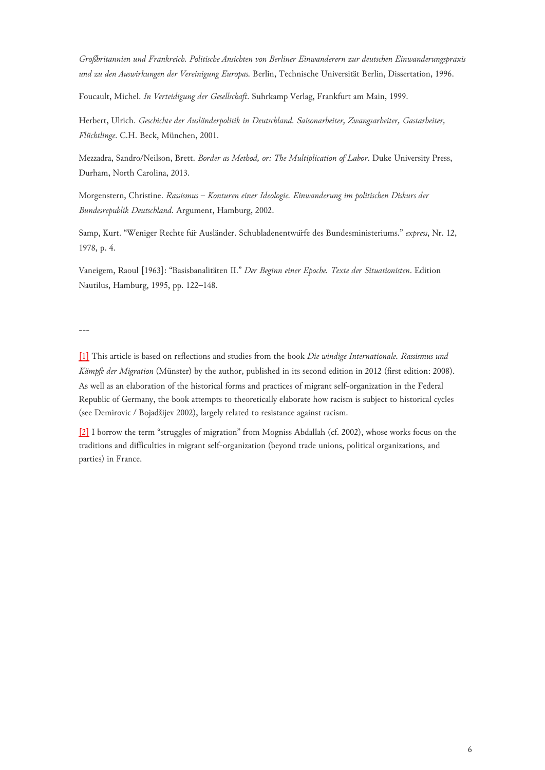*Großbritannien und Frankreich. Politische Ansichten von Berliner Einwanderern zur deutschen Einwanderungspraxis und zu den Auswirkungen der Vereinigung Europas*. Berlin, Technische Universität Berlin, Dissertation, 1996.

Foucault, Michel. *In Verteidigung der Gesellschaft*. Suhrkamp Verlag, Frankfurt am Main, 1999.

Herbert, Ulrich. *Geschichte der Ausländerpolitik in Deutschland. Saisonarbeiter, Zwangsarbeiter, Gastarbeiter, Flüchtlinge*. C.H. Beck, München, 2001.

Mezzadra, Sandro/Neilson, Brett. *Border as Method, or: The Multiplication of Labor*. Duke University Press, Durham, North Carolina, 2013.

Morgenstern, Christine. *Rassismus – Konturen einer Ideologie. Einwanderung im politischen Diskurs der Bundesrepublik Deutschland*. Argument, Hamburg, 2002.

Samp, Kurt. "Weniger Rechte für Ausländer. Schubladenentwürfe des Bundesministeriums." *express*, Nr. 12, 1978, p. 4.

Vaneigem, Raoul [1963]: "Basisbanalitäten II." *Der Beginn einer Epoche. Texte der Situationisten*. Edition Nautilus, Hamburg, 1995, pp. 122–148.

---

[1] This article is based on reflections and studies from the book *Die windige Internationale. Rassismus und Kämpfe der Migration* (Münster) by the author, published in its second edition in 2012 (first edition: 2008). As well as an elaboration of the historical forms and practices of migrant self-organization in the Federal Republic of Germany, the book attempts to theoretically elaborate how racism is subject to historical cycles (see Demirovic / Bojadžijev 2002), largely related to resistance against racism.

[2] I borrow the term "struggles of migration" from Mogniss Abdallah (cf. 2002), whose works focus on the traditions and difficulties in migrant self-organization (beyond trade unions, political organizations, and parties) in France.